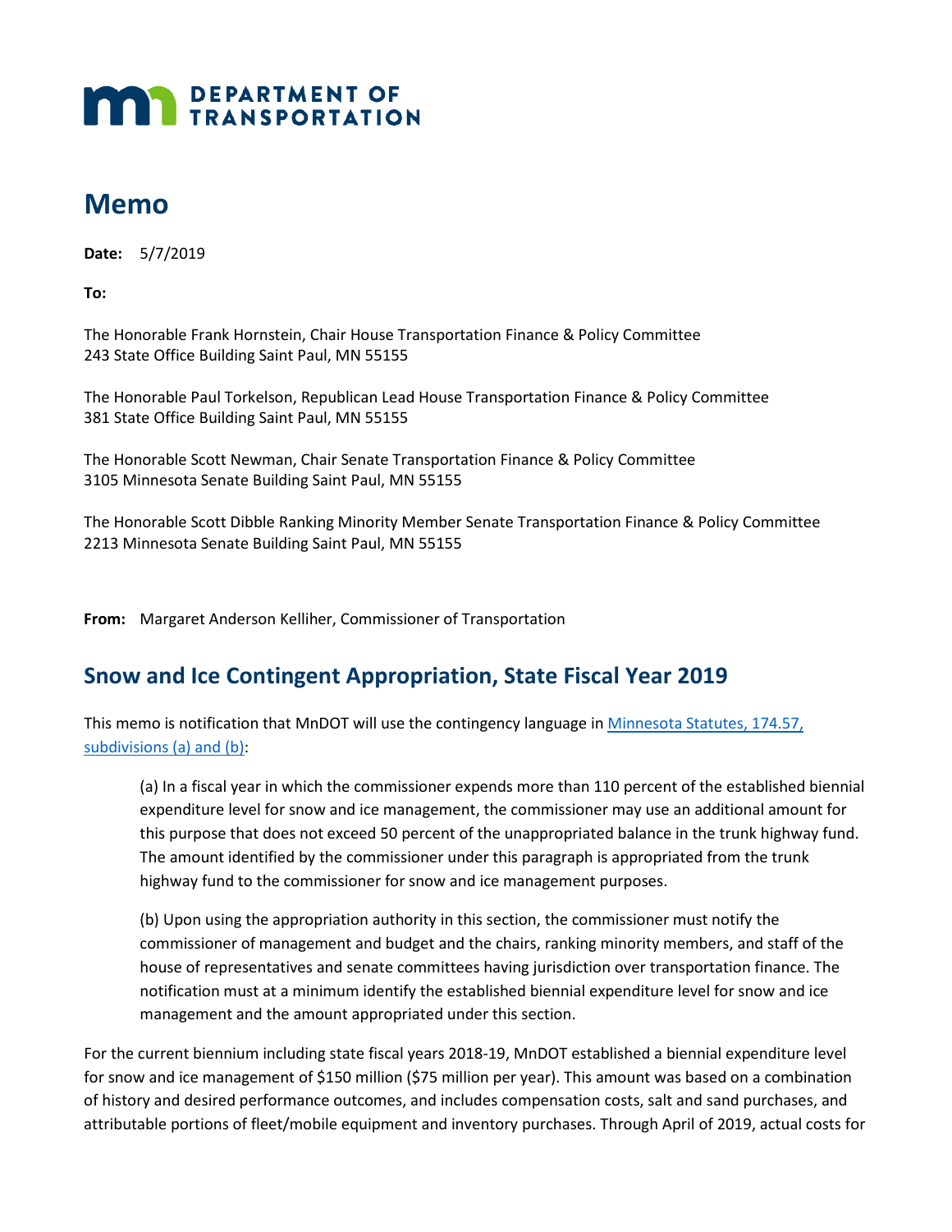DEPARTMENT OF TRANSPORTATION

# Memo

**Date:** 5/7/2019

**To:**

The Honorable Frank Hornstein, Chair House Transportation Finance & Policy Committee
243 State Office Building Saint Paul, MN 55155

The Honorable Paul Torkelson, Republican Lead House Transportation Finance & Policy Committee
381 State Office Building Saint Paul, MN 55155

The Honorable Scott Newman, Chair Senate Transportation Finance & Policy Committee
3105 Minnesota Senate Building Saint Paul, MN 55155

The Honorable Scott Dibble Ranking Minority Member Senate Transportation Finance & Policy Committee
2213 Minnesota Senate Building Saint Paul, MN 55155

**From:** Margaret Anderson Kelliher, Commissioner of Transportation

## Snow and Ice Contingent Appropriation, State Fiscal Year 2019

This memo is notification that MnDOT will use the contingency language in [Minnesota Statutes, 174.57, subdivisions (a) and (b)](#):

> (a) In a fiscal year in which the commissioner expends more than 110 percent of the established biennial expenditure level for snow and ice management, the commissioner may use an additional amount for this purpose that does not exceed 50 percent of the unappropriated balance in the trunk highway fund. The amount identified by the commissioner under this paragraph is appropriated from the trunk highway fund to the commissioner for snow and ice management purposes.
>
> (b) Upon using the appropriation authority in this section, the commissioner must notify the commissioner of management and budget and the chairs, ranking minority members, and staff of the house of representatives and senate committees having jurisdiction over transportation finance. The notification must at a minimum identify the established biennial expenditure level for snow and ice management and the amount appropriated under this section.

For the current biennium including state fiscal years 2018-19, MnDOT established a biennial expenditure level for snow and ice management of $150 million ($75 million per year). This amount was based on a combination of history and desired performance outcomes, and includes compensation costs, salt and sand purchases, and attributable portions of fleet/mobile equipment and inventory purchases. Through April of 2019, actual costs for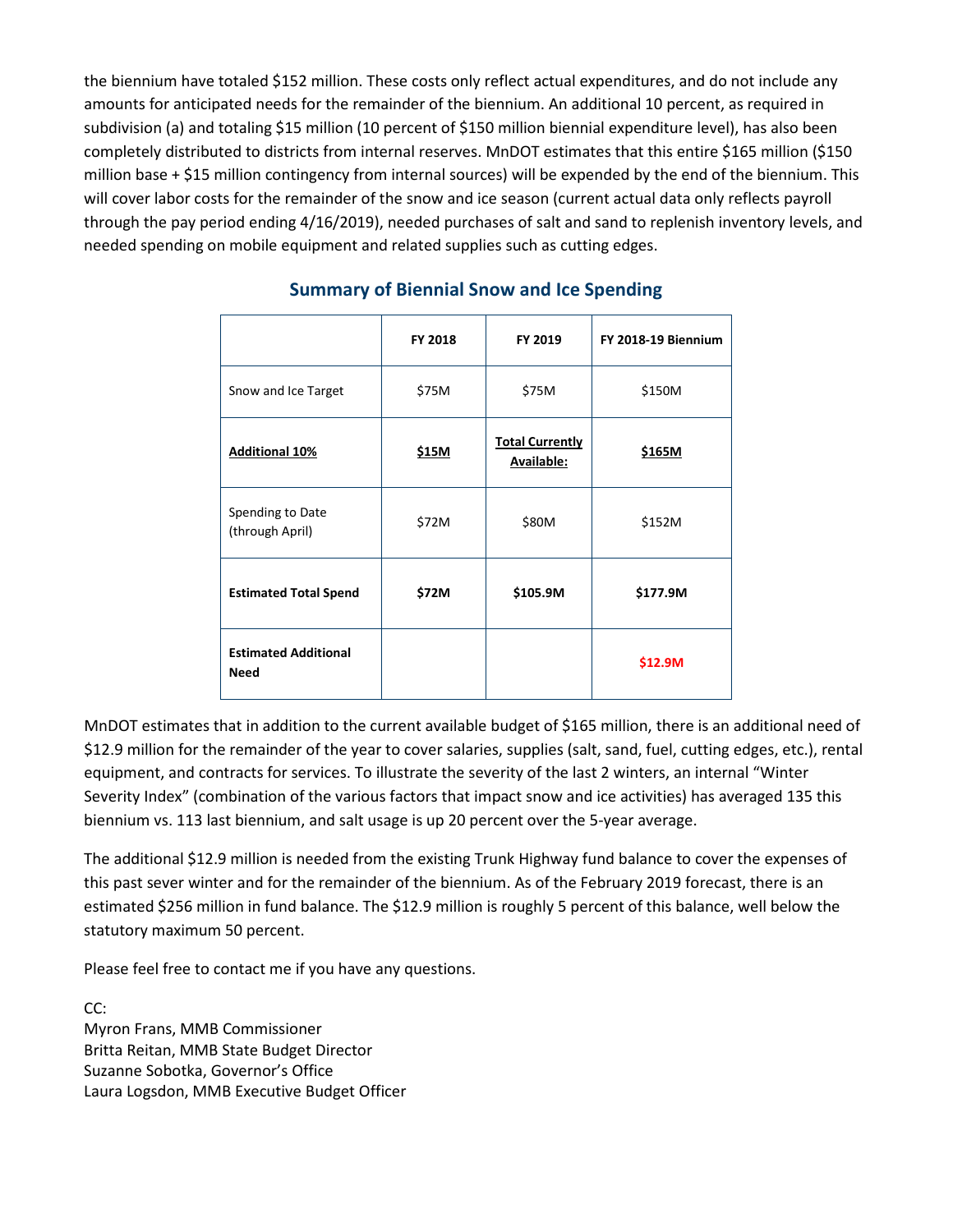the biennium have totaled $152 million. These costs only reflect actual expenditures, and do not include any amounts for anticipated needs for the remainder of the biennium. An additional 10 percent, as required in subdivision (a) and totaling $15 million (10 percent of $150 million biennial expenditure level), has also been completely distributed to districts from internal reserves. MnDOT estimates that this entire $165 million ($150 million base + $15 million contingency from internal sources) will be expended by the end of the biennium. This will cover labor costs for the remainder of the snow and ice season (current actual data only reflects payroll through the pay period ending 4/16/2019), needed purchases of salt and sand to replenish inventory levels, and needed spending on mobile equipment and related supplies such as cutting edges.

## Summary of Biennial Snow and Ice Spending

| | FY 2018 | FY 2019 | FY 2018-19 Biennium |
|---|---|---|---|
| Snow and Ice Target | $75M | $75M | $150M |
| **Additional 10%** | **$15M** | **Total Currently Available:** | **$165M** |
| Spending to Date (through April) | $72M | $80M | $152M |
| **Estimated Total Spend** | **$72M** | **$105.9M** | **$177.9M** |
| **Estimated Additional Need** | | | **$12.9M** |

MnDOT estimates that in addition to the current available budget of $165 million, there is an additional need of $12.9 million for the remainder of the year to cover salaries, supplies (salt, sand, fuel, cutting edges, etc.), rental equipment, and contracts for services. To illustrate the severity of the last 2 winters, an internal "Winter Severity Index" (combination of the various factors that impact snow and ice activities) has averaged 135 this biennium vs. 113 last biennium, and salt usage is up 20 percent over the 5-year average.

The additional $12.9 million is needed from the existing Trunk Highway fund balance to cover the expenses of this past sever winter and for the remainder of the biennium. As of the February 2019 forecast, there is an estimated $256 million in fund balance. The $12.9 million is roughly 5 percent of this balance, well below the statutory maximum 50 percent.

Please feel free to contact me if you have any questions.

CC:
Myron Frans, MMB Commissioner
Britta Reitan, MMB State Budget Director
Suzanne Sobotka, Governor's Office
Laura Logsdon, MMB Executive Budget Officer